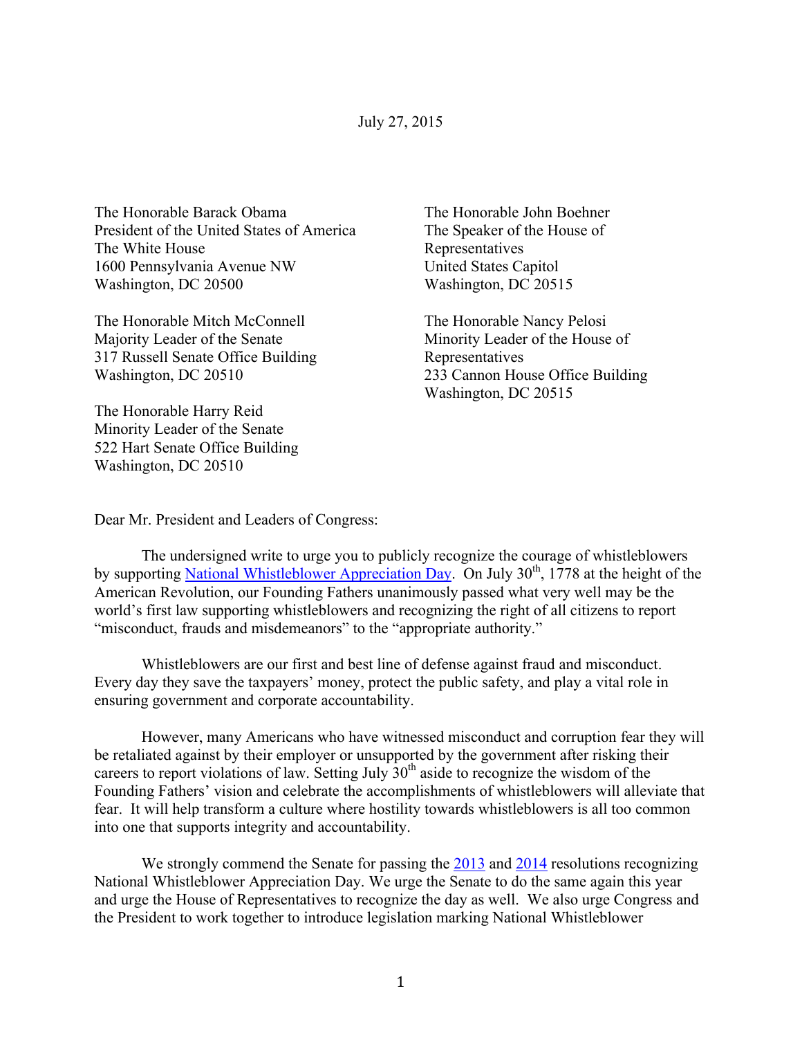July 27, 2015

The Honorable Barack Obama
President of the United States of America
The White House
1600 Pennsylvania Avenue NW
Washington, DC 20500

The Honorable John Boehner
The Speaker of the House of Representatives
United States Capitol
Washington, DC 20515

The Honorable Mitch McConnell
Majority Leader of the Senate
317 Russell Senate Office Building
Washington, DC 20510

The Honorable Nancy Pelosi
Minority Leader of the House of Representatives
233 Cannon House Office Building
Washington, DC 20515

The Honorable Harry Reid
Minority Leader of the Senate
522 Hart Senate Office Building
Washington, DC 20510

Dear Mr. President and Leaders of Congress:

The undersigned write to urge you to publicly recognize the courage of whistleblowers by supporting National Whistleblower Appreciation Day. On July 30th, 1778 at the height of the American Revolution, our Founding Fathers unanimously passed what very well may be the world's first law supporting whistleblowers and recognizing the right of all citizens to report "misconduct, frauds and misdemeanors" to the "appropriate authority."

Whistleblowers are our first and best line of defense against fraud and misconduct. Every day they save the taxpayers' money, protect the public safety, and play a vital role in ensuring government and corporate accountability.

However, many Americans who have witnessed misconduct and corruption fear they will be retaliated against by their employer or unsupported by the government after risking their careers to report violations of law. Setting July 30th aside to recognize the wisdom of the Founding Fathers' vision and celebrate the accomplishments of whistleblowers will alleviate that fear. It will help transform a culture where hostility towards whistleblowers is all too common into one that supports integrity and accountability.

We strongly commend the Senate for passing the 2013 and 2014 resolutions recognizing National Whistleblower Appreciation Day. We urge the Senate to do the same again this year and urge the House of Representatives to recognize the day as well. We also urge Congress and the President to work together to introduce legislation marking National Whistleblower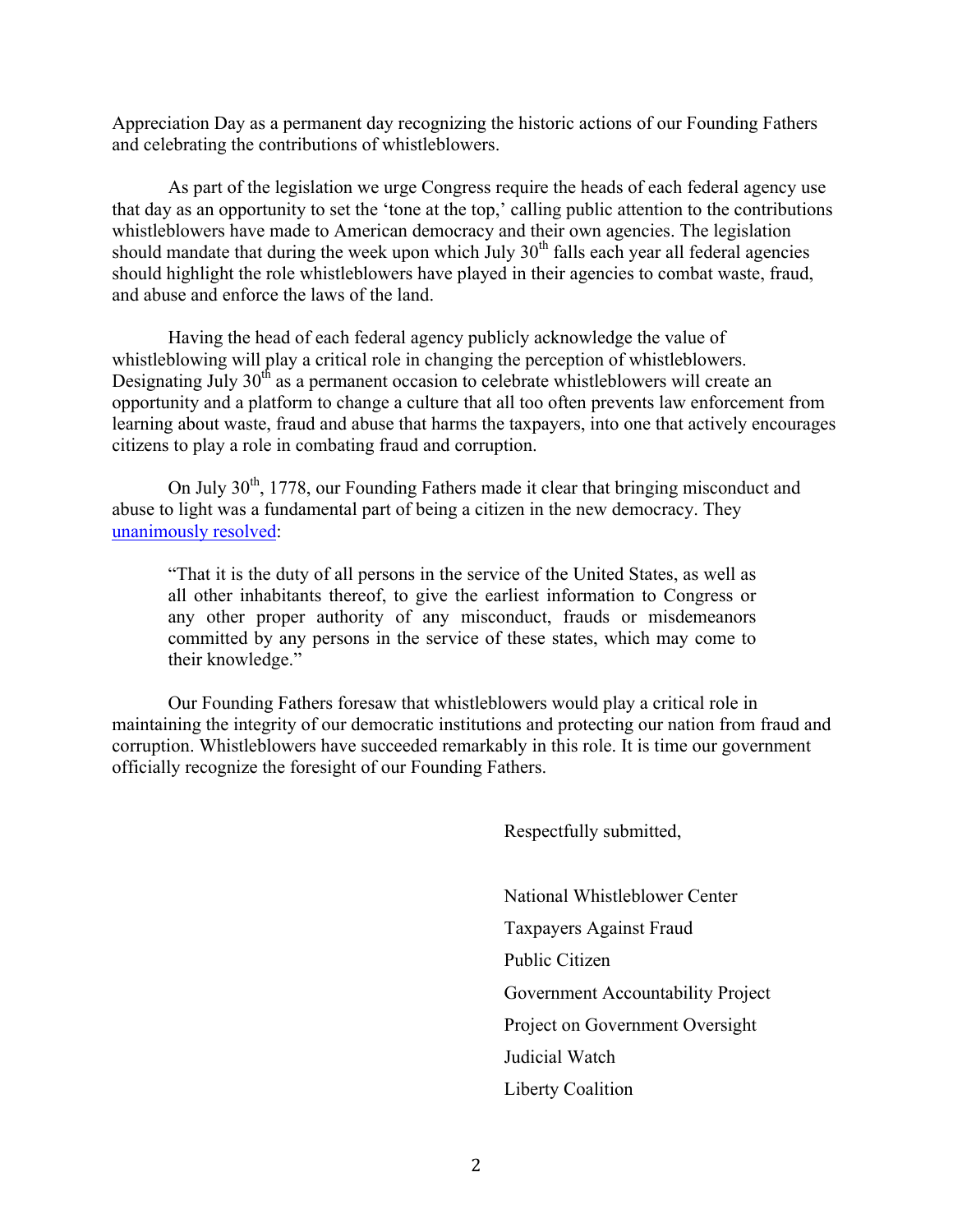Appreciation Day as a permanent day recognizing the historic actions of our Founding Fathers and celebrating the contributions of whistleblowers.

As part of the legislation we urge Congress require the heads of each federal agency use that day as an opportunity to set the 'tone at the top,' calling public attention to the contributions whistleblowers have made to American democracy and their own agencies. The legislation should mandate that during the week upon which July 30th falls each year all federal agencies should highlight the role whistleblowers have played in their agencies to combat waste, fraud, and abuse and enforce the laws of the land.

Having the head of each federal agency publicly acknowledge the value of whistleblowing will play a critical role in changing the perception of whistleblowers. Designating July 30th as a permanent occasion to celebrate whistleblowers will create an opportunity and a platform to change a culture that all too often prevents law enforcement from learning about waste, fraud and abuse that harms the taxpayers, into one that actively encourages citizens to play a role in combating fraud and corruption.

On July 30th, 1778, our Founding Fathers made it clear that bringing misconduct and abuse to light was a fundamental part of being a citizen in the new democracy. They unanimously resolved:

> "That it is the duty of all persons in the service of the United States, as well as all other inhabitants thereof, to give the earliest information to Congress or any other proper authority of any misconduct, frauds or misdemeanors committed by any persons in the service of these states, which may come to their knowledge."

Our Founding Fathers foresaw that whistleblowers would play a critical role in maintaining the integrity of our democratic institutions and protecting our nation from fraud and corruption. Whistleblowers have succeeded remarkably in this role. It is time our government officially recognize the foresight of our Founding Fathers.

Respectfully submitted,

National Whistleblower Center

Taxpayers Against Fraud

Public Citizen

Government Accountability Project

Project on Government Oversight

Judicial Watch

Liberty Coalition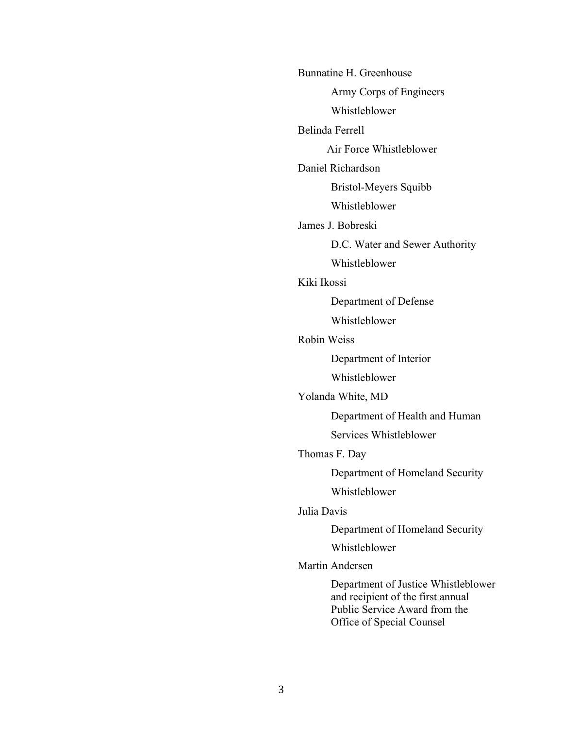Bunnatine H. Greenhouse

Army Corps of Engineers Whistleblower

Belinda Ferrell

Air Force Whistleblower

Daniel Richardson

Bristol-Meyers Squibb Whistleblower

James J. Bobreski

D.C. Water and Sewer Authority Whistleblower

Kiki Ikossi

Department of Defense Whistleblower

Robin Weiss

Department of Interior Whistleblower

Yolanda White, MD

Department of Health and Human Services Whistleblower

Thomas F. Day

Department of Homeland Security Whistleblower

Julia Davis

Department of Homeland Security Whistleblower

Martin Andersen

Department of Justice Whistleblower and recipient of the first annual Public Service Award from the Office of Special Counsel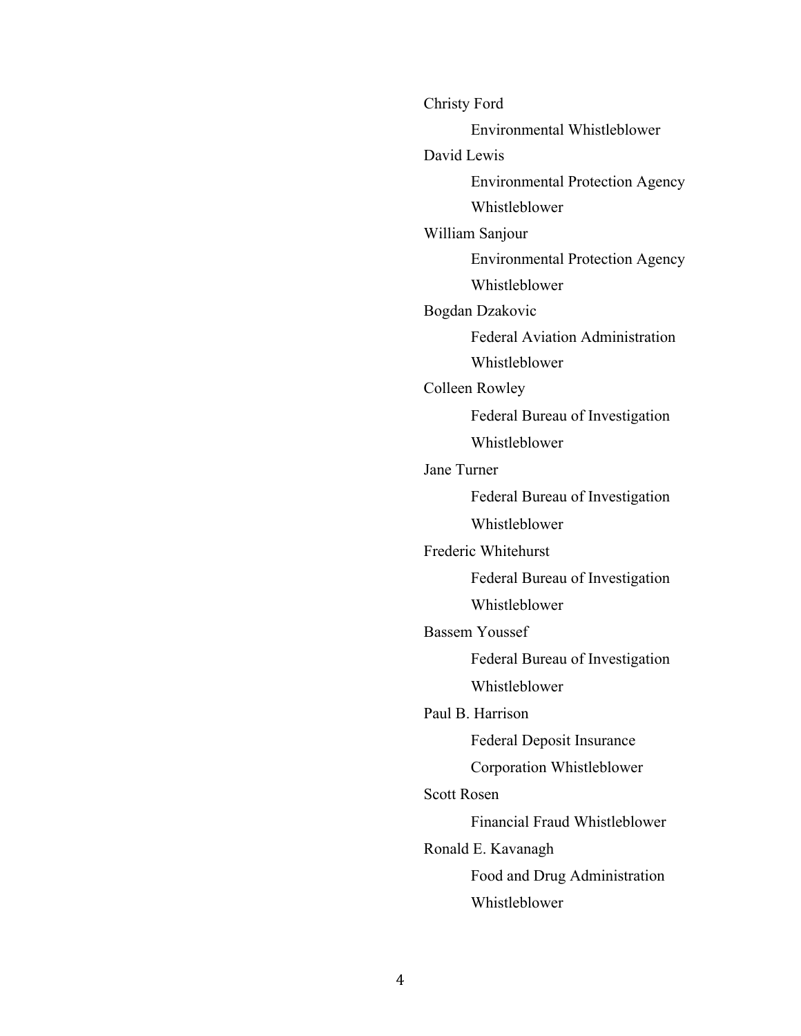Christy Ford

    Environmental Whistleblower

David Lewis

    Environmental Protection Agency Whistleblower

William Sanjour

    Environmental Protection Agency Whistleblower

Bogdan Dzakovic

    Federal Aviation Administration Whistleblower

Colleen Rowley

    Federal Bureau of Investigation Whistleblower

Jane Turner

    Federal Bureau of Investigation Whistleblower

Frederic Whitehurst

    Federal Bureau of Investigation Whistleblower

Bassem Youssef

    Federal Bureau of Investigation Whistleblower

Paul B. Harrison

    Federal Deposit Insurance Corporation Whistleblower

Scott Rosen

    Financial Fraud Whistleblower

Ronald E. Kavanagh

    Food and Drug Administration Whistleblower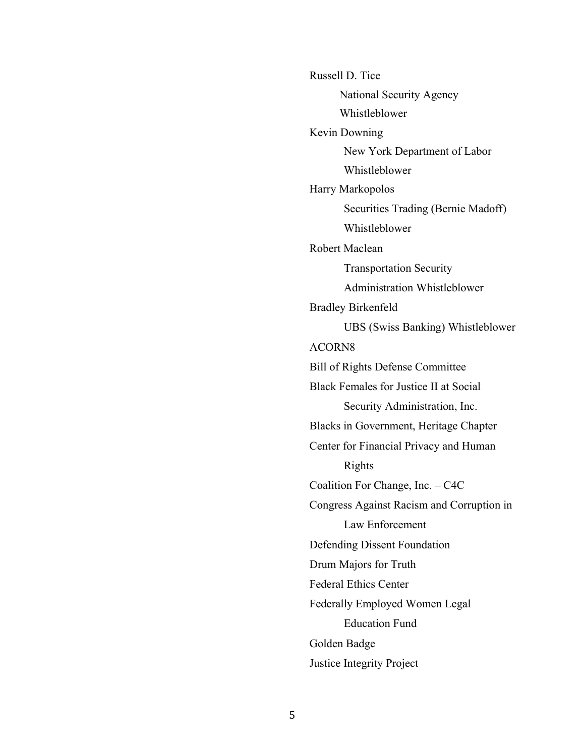Russell D. Tice

National Security Agency

Whistleblower

Kevin Downing

New York Department of Labor

Whistleblower

Harry Markopolos

Securities Trading (Bernie Madoff)

Whistleblower

Robert Maclean

Transportation Security

Administration Whistleblower

Bradley Birkenfeld

UBS (Swiss Banking) Whistleblower

ACORN8

Bill of Rights Defense Committee

Black Females for Justice II at Social Security Administration, Inc.

Blacks in Government, Heritage Chapter

Center for Financial Privacy and Human Rights

Coalition For Change, Inc. – C4C

Congress Against Racism and Corruption in Law Enforcement

Defending Dissent Foundation

Drum Majors for Truth

Federal Ethics Center

Federally Employed Women Legal Education Fund

Golden Badge

Justice Integrity Project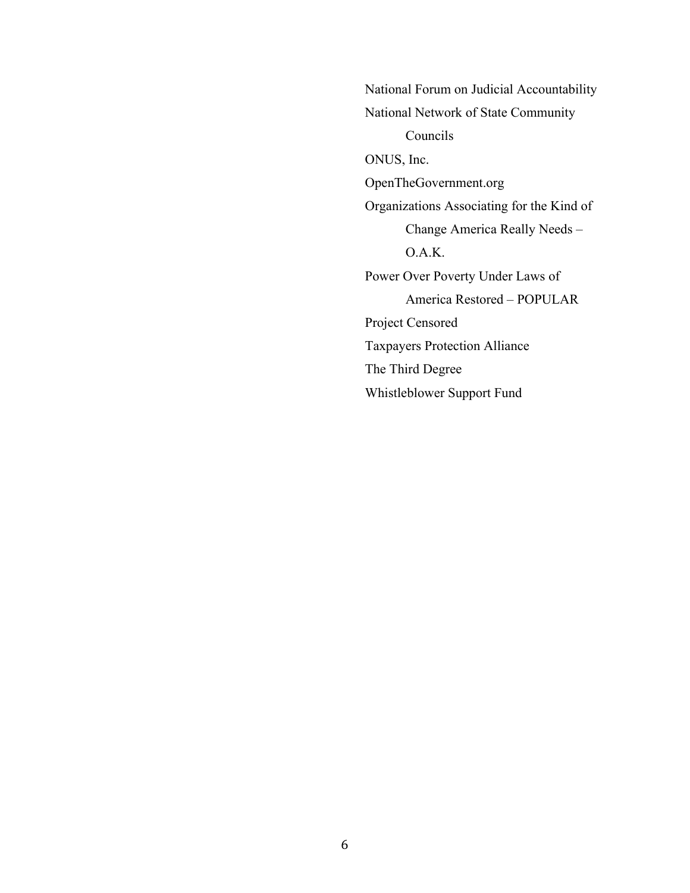National Forum on Judicial Accountability

National Network of State Community Councils

ONUS, Inc.

OpenTheGovernment.org

Organizations Associating for the Kind of Change America Really Needs – O.A.K.

Power Over Poverty Under Laws of America Restored – POPULAR

Project Censored

Taxpayers Protection Alliance

The Third Degree

Whistleblower Support Fund